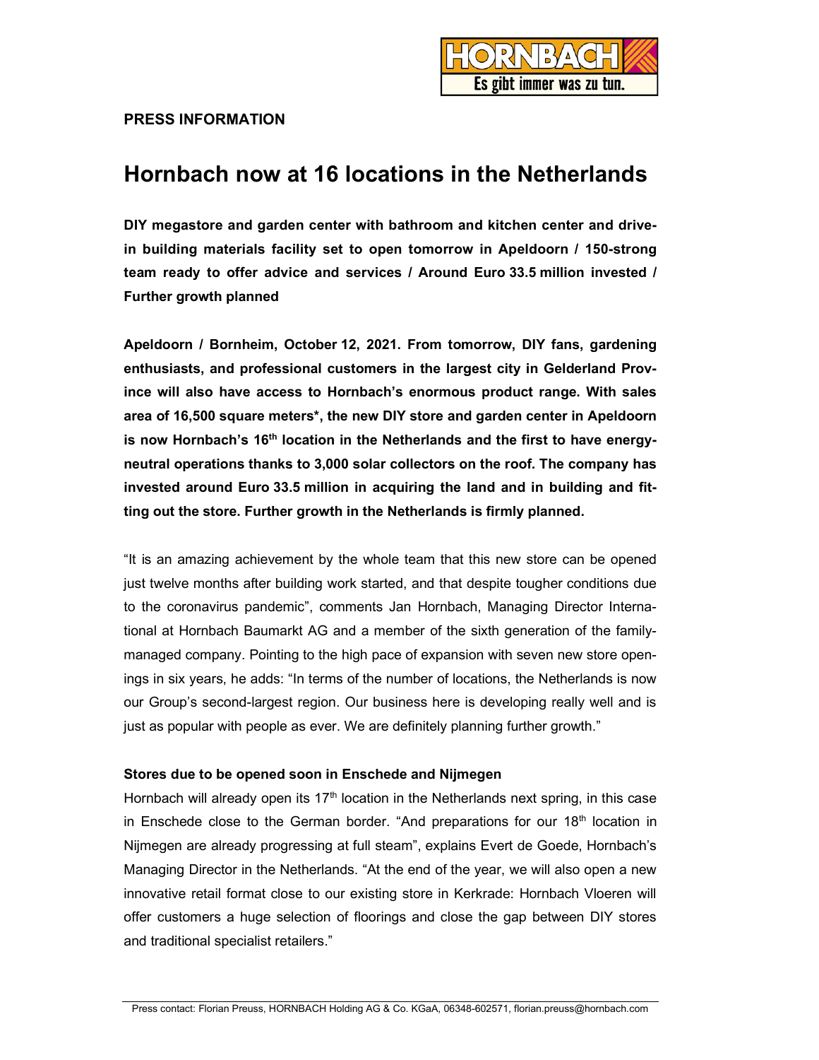**PRESS INFORMATION**

# Hornbach now at 16 locations in the Netherlands

**DIY megastore and garden center with bathroom and kitchen center and drive-in building materials facility set to open tomorrow in Apeldoorn / 150-strong team ready to offer advice and services / Around Euro 33.5 million invested / Further growth planned**

**Apeldoorn / Bornheim, October 12, 2021. From tomorrow, DIY fans, gardening enthusiasts, and professional customers in the largest city in Gelderland Province will also have access to Hornbach's enormous product range. With sales area of 16,500 square meters*, the new DIY store and garden center in Apeldoorn is now Hornbach's 16th location in the Netherlands and the first to have energy-neutral operations thanks to 3,000 solar collectors on the roof. The company has invested around Euro 33.5 million in acquiring the land and in building and fitting out the store. Further growth in the Netherlands is firmly planned.**

"It is an amazing achievement by the whole team that this new store can be opened just twelve months after building work started, and that despite tougher conditions due to the coronavirus pandemic", comments Jan Hornbach, Managing Director International at Hornbach Baumarkt AG and a member of the sixth generation of the family-managed company. Pointing to the high pace of expansion with seven new store openings in six years, he adds: "In terms of the number of locations, the Netherlands is now our Group's second-largest region. Our business here is developing really well and is just as popular with people as ever. We are definitely planning further growth."

### Stores due to be opened soon in Enschede and Nijmegen

Hornbach will already open its 17th location in the Netherlands next spring, in this case in Enschede close to the German border. "And preparations for our 18th location in Nijmegen are already progressing at full steam", explains Evert de Goede, Hornbach's Managing Director in the Netherlands. "At the end of the year, we will also open a new innovative retail format close to our existing store in Kerkrade: Hornbach Vloeren will offer customers a huge selection of floorings and close the gap between DIY stores and traditional specialist retailers."

Press contact: Florian Preuss, HORNBACH Holding AG & Co. KGaA, 06348-602571, florian.preuss@hornbach.com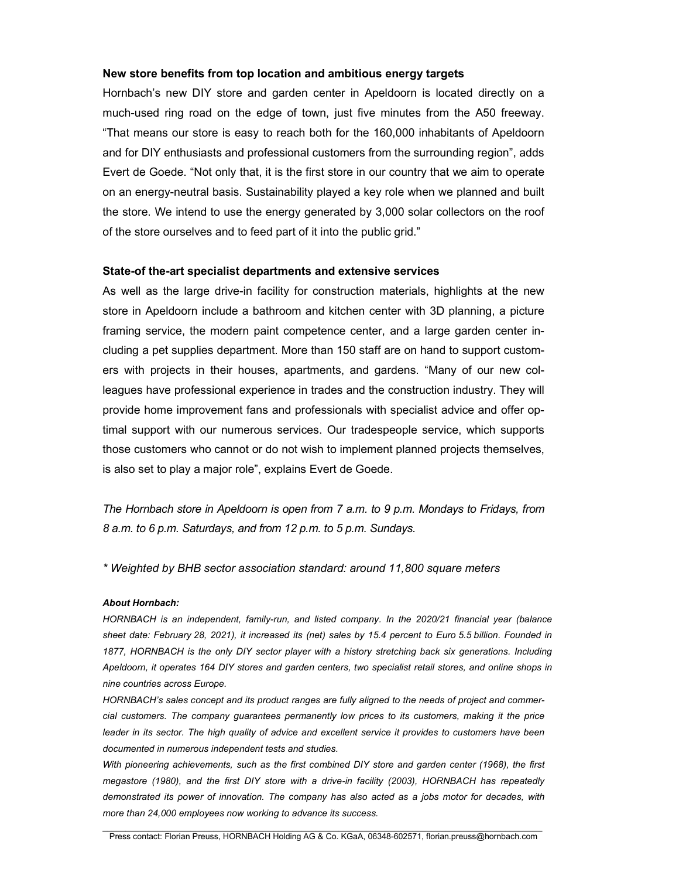**New store benefits from top location and ambitious energy targets**

Hornbach's new DIY store and garden center in Apeldoorn is located directly on a much-used ring road on the edge of town, just five minutes from the A50 freeway. "That means our store is easy to reach both for the 160,000 inhabitants of Apeldoorn and for DIY enthusiasts and professional customers from the surrounding region", adds Evert de Goede. "Not only that, it is the first store in our country that we aim to operate on an energy-neutral basis. Sustainability played a key role when we planned and built the store. We intend to use the energy generated by 3,000 solar collectors on the roof of the store ourselves and to feed part of it into the public grid."

**State-of the-art specialist departments and extensive services**

As well as the large drive-in facility for construction materials, highlights at the new store in Apeldoorn include a bathroom and kitchen center with 3D planning, a picture framing service, the modern paint competence center, and a large garden center including a pet supplies department. More than 150 staff are on hand to support customers with projects in their houses, apartments, and gardens. "Many of our new colleagues have professional experience in trades and the construction industry. They will provide home improvement fans and professionals with specialist advice and offer optimal support with our numerous services. Our tradespeople service, which supports those customers who cannot or do not wish to implement planned projects themselves, is also set to play a major role", explains Evert de Goede.

*The Hornbach store in Apeldoorn is open from 7 a.m. to 9 p.m. Mondays to Fridays, from 8 a.m. to 6 p.m. Saturdays, and from 12 p.m. to 5 p.m. Sundays.*

*\* Weighted by BHB sector association standard: around 11,800 square meters*

***About Hornbach:***

*HORNBACH is an independent, family-run, and listed company. In the 2020/21 financial year (balance sheet date: February 28, 2021), it increased its (net) sales by 15.4 percent to Euro 5.5 billion. Founded in 1877, HORNBACH is the only DIY sector player with a history stretching back six generations. Including Apeldoorn, it operates 164 DIY stores and garden centers, two specialist retail stores, and online shops in nine countries across Europe.*

*HORNBACH's sales concept and its product ranges are fully aligned to the needs of project and commercial customers. The company guarantees permanently low prices to its customers, making it the price leader in its sector. The high quality of advice and excellent service it provides to customers have been documented in numerous independent tests and studies.*

*With pioneering achievements, such as the first combined DIY store and garden center (1968), the first megastore (1980), and the first DIY store with a drive-in facility (2003), HORNBACH has repeatedly demonstrated its power of innovation. The company has also acted as a jobs motor for decades, with more than 24,000 employees now working to advance its success.*

Press contact: Florian Preuss, HORNBACH Holding AG & Co. KGaA, 06348-602571, florian.preuss@hornbach.com